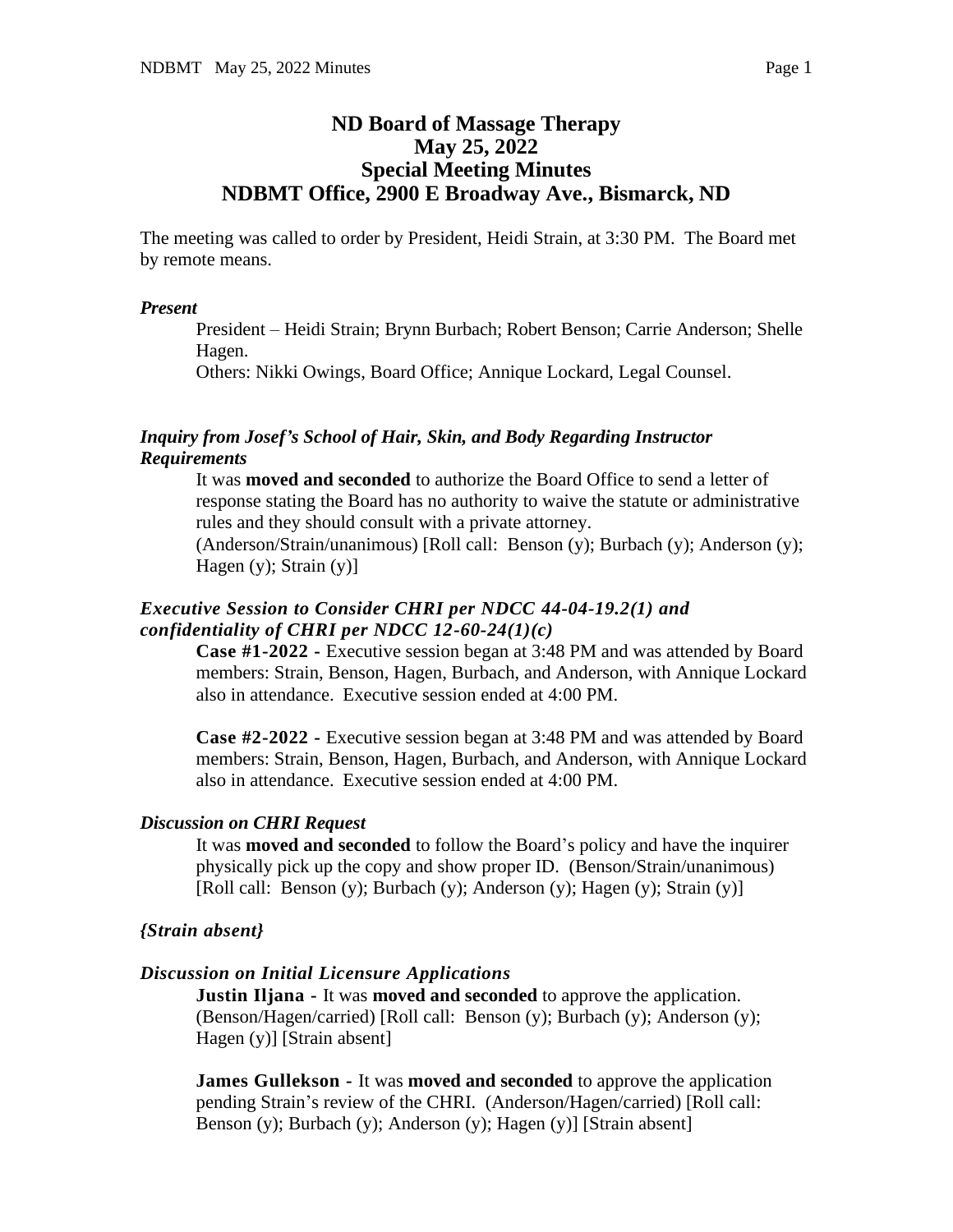# ND Board of Massage Therapy
## May 25, 2022
## Special Meeting Minutes
## NDBMT Office, 2900 E Broadway Ave., Bismarck, ND

The meeting was called to order by President, Heidi Strain, at 3:30 PM. The Board met by remote means.

### *Present*

President – Heidi Strain; Brynn Burbach; Robert Benson; Carrie Anderson; Shelle Hagen.
Others: Nikki Owings, Board Office; Annique Lockard, Legal Counsel.

### *Inquiry from Josef's School of Hair, Skin, and Body Regarding Instructor Requirements*

It was **moved and seconded** to authorize the Board Office to send a letter of response stating the Board has no authority to waive the statute or administrative rules and they should consult with a private attorney.
(Anderson/Strain/unanimous) [Roll call: Benson (y); Burbach (y); Anderson (y); Hagen (y); Strain (y)]

### *Executive Session to Consider CHRI per NDCC 44-04-19.2(1) and confidentiality of CHRI per NDCC 12-60-24(1)(c)*

**Case #1-2022 -** Executive session began at 3:48 PM and was attended by Board members: Strain, Benson, Hagen, Burbach, and Anderson, with Annique Lockard also in attendance. Executive session ended at 4:00 PM.

**Case #2-2022 -** Executive session began at 3:48 PM and was attended by Board members: Strain, Benson, Hagen, Burbach, and Anderson, with Annique Lockard also in attendance. Executive session ended at 4:00 PM.

### *Discussion on CHRI Request*

It was **moved and seconded** to follow the Board's policy and have the inquirer physically pick up the copy and show proper ID. (Benson/Strain/unanimous) [Roll call: Benson (y); Burbach (y); Anderson (y); Hagen (y); Strain (y)]

### *{Strain absent}*

### *Discussion on Initial Licensure Applications*

**Justin Iljana -** It was **moved and seconded** to approve the application. (Benson/Hagen/carried) [Roll call: Benson (y); Burbach (y); Anderson (y); Hagen (y)] [Strain absent]

**James Gullekson -** It was **moved and seconded** to approve the application pending Strain's review of the CHRI. (Anderson/Hagen/carried) [Roll call: Benson (y); Burbach (y); Anderson (y); Hagen (y)] [Strain absent]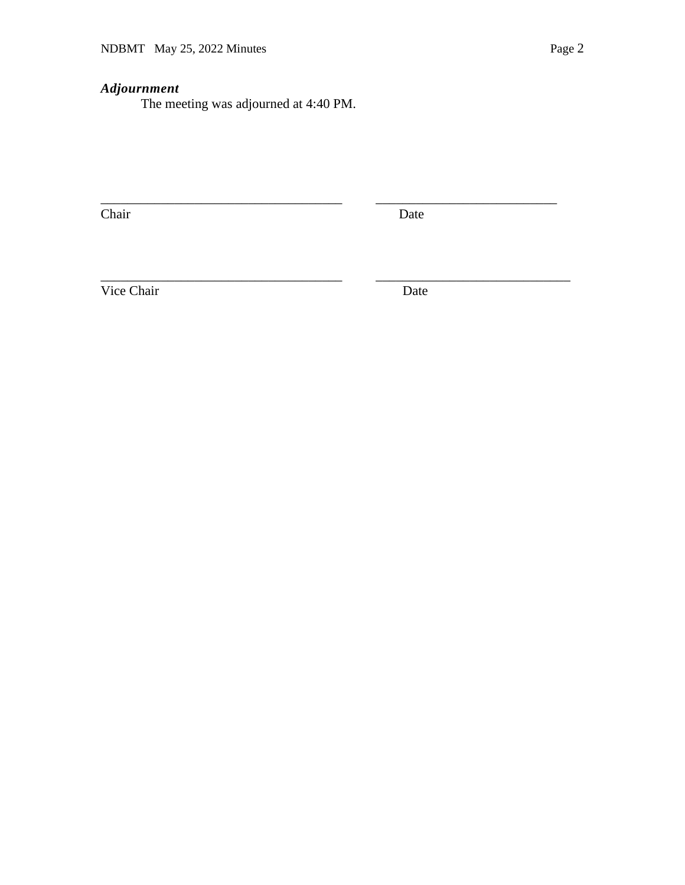***Adjournment***

The meeting was adjourned at 4:40 PM.

| | |
|---|---|
| _____________________________________ | ____________________________ |
| Chair | Date |
| _____________________________________ | ______________________________ |
| Vice Chair | Date |